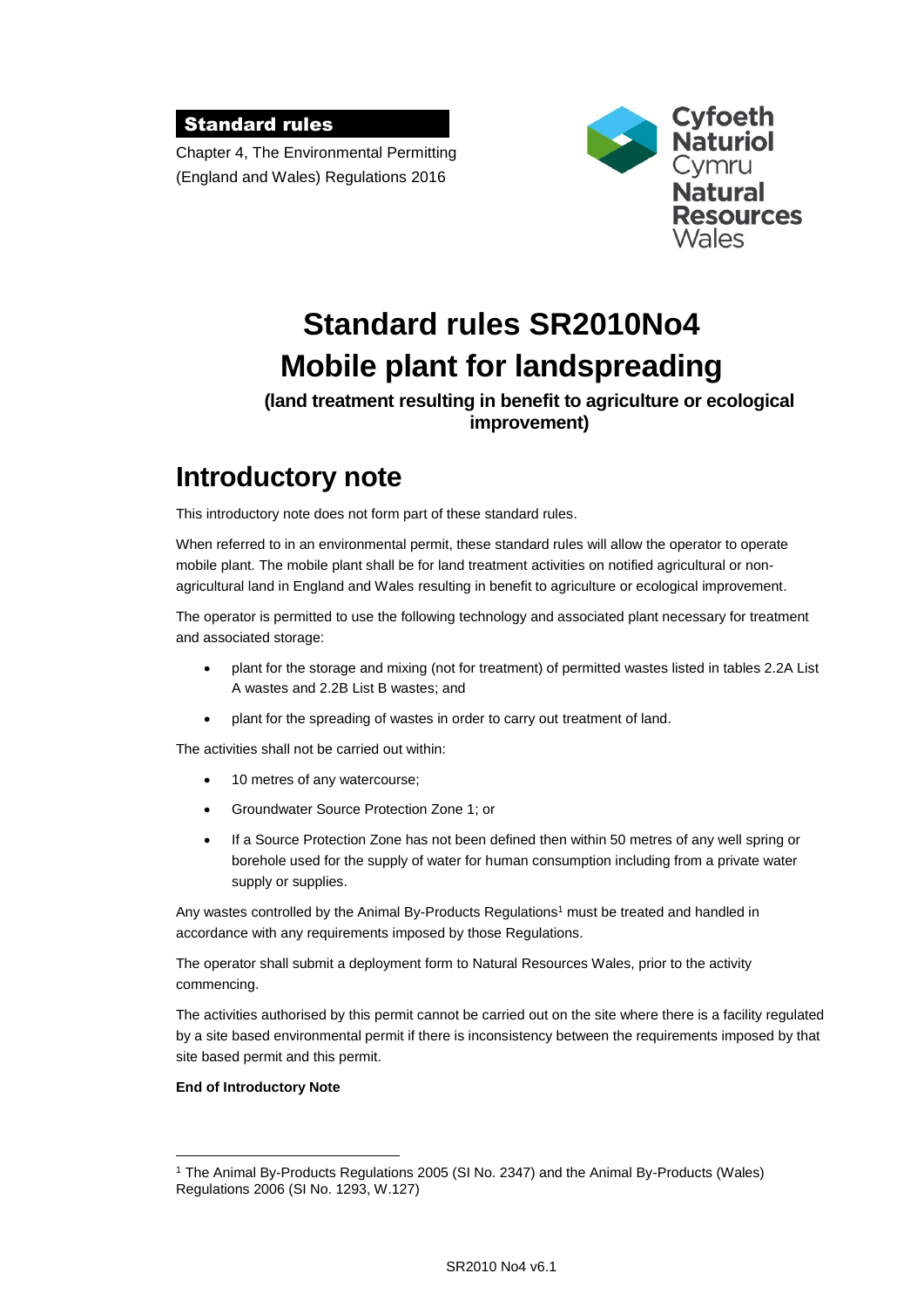**Standard rules**

Chapter 4, The Environmental Permitting (England and Wales) Regulations 2016

Cyfoeth Naturiol Cymru
Natural Resources Wales

# Standard rules SR2010No4 Mobile plant for landspreading

**(land treatment resulting in benefit to agriculture or ecological improvement)**

## Introductory note

This introductory note does not form part of these standard rules.

When referred to in an environmental permit, these standard rules will allow the operator to operate mobile plant. The mobile plant shall be for land treatment activities on notified agricultural or non-agricultural land in England and Wales resulting in benefit to agriculture or ecological improvement.

The operator is permitted to use the following technology and associated plant necessary for treatment and associated storage:

- plant for the storage and mixing (not for treatment) of permitted wastes listed in tables 2.2A List A wastes and 2.2B List B wastes; and
- plant for the spreading of wastes in order to carry out treatment of land.

The activities shall not be carried out within:

- 10 metres of any watercourse;
- Groundwater Source Protection Zone 1; or
- If a Source Protection Zone has not been defined then within 50 metres of any well spring or borehole used for the supply of water for human consumption including from a private water supply or supplies.

Any wastes controlled by the Animal By-Products Regulations[1] must be treated and handled in accordance with any requirements imposed by those Regulations.

The operator shall submit a deployment form to Natural Resources Wales, prior to the activity commencing.

The activities authorised by this permit cannot be carried out on the site where there is a facility regulated by a site based environmental permit if there is inconsistency between the requirements imposed by that site based permit and this permit.

**End of Introductory Note**

[1] The Animal By-Products Regulations 2005 (SI No. 2347) and the Animal By-Products (Wales) Regulations 2006 (SI No. 1293, W.127)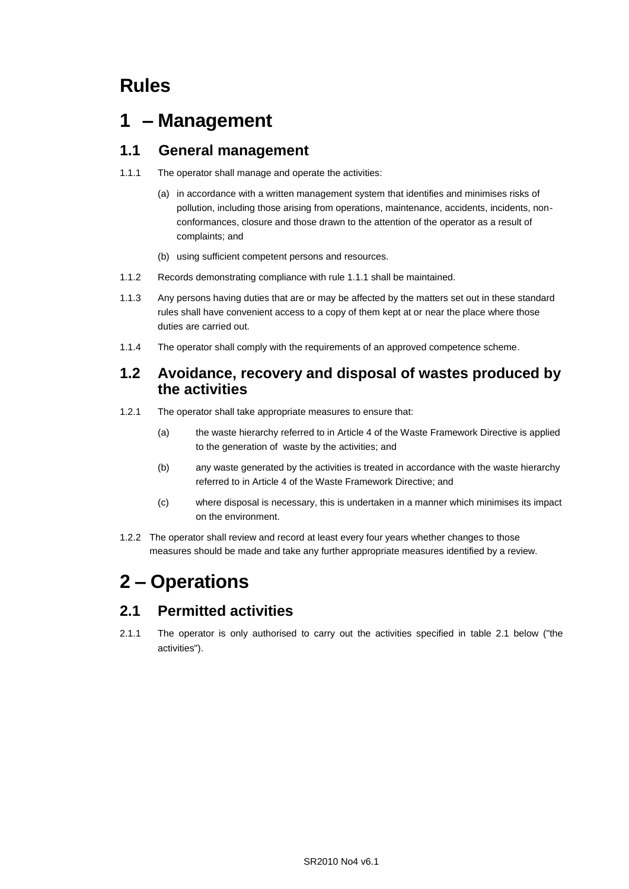# Rules

# 1 – Management

## 1.1 General management

1.1.1 The operator shall manage and operate the activities:

(a) in accordance with a written management system that identifies and minimises risks of pollution, including those arising from operations, maintenance, accidents, incidents, non-conformances, closure and those drawn to the attention of the operator as a result of complaints; and

(b) using sufficient competent persons and resources.

1.1.2 Records demonstrating compliance with rule 1.1.1 shall be maintained.

1.1.3 Any persons having duties that are or may be affected by the matters set out in these standard rules shall have convenient access to a copy of them kept at or near the place where those duties are carried out.

1.1.4 The operator shall comply with the requirements of an approved competence scheme.

## 1.2 Avoidance, recovery and disposal of wastes produced by the activities

1.2.1 The operator shall take appropriate measures to ensure that:

(a) the waste hierarchy referred to in Article 4 of the Waste Framework Directive is applied to the generation of waste by the activities; and

(b) any waste generated by the activities is treated in accordance with the waste hierarchy referred to in Article 4 of the Waste Framework Directive; and

(c) where disposal is necessary, this is undertaken in a manner which minimises its impact on the environment.

1.2.2 The operator shall review and record at least every four years whether changes to those measures should be made and take any further appropriate measures identified by a review.

# 2 – Operations

## 2.1 Permitted activities

2.1.1 The operator is only authorised to carry out the activities specified in table 2.1 below ("the activities").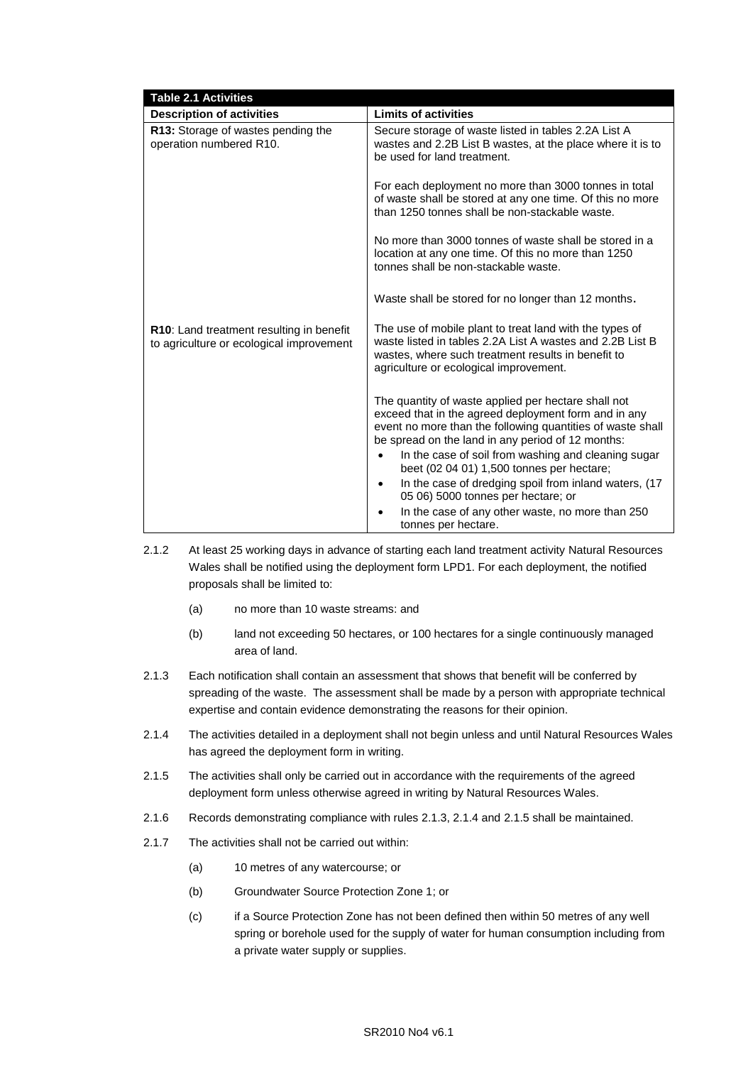| Table 2.1 Activities | |
|---|---|
| **Description of activities** | **Limits of activities** |
| **R13:** Storage of wastes pending the operation numbered R10. | Secure storage of waste listed in tables 2.2A List A wastes and 2.2B List B wastes, at the place where it is to be used for land treatment.<br><br>For each deployment no more than 3000 tonnes in total of waste shall be stored at any one time. Of this no more than 1250 tonnes shall be non-stackable waste.<br><br>No more than 3000 tonnes of waste shall be stored in a location at any one time. Of this no more than 1250 tonnes shall be non-stackable waste.<br><br>Waste shall be stored for no longer than 12 months. |
| **R10**: Land treatment resulting in benefit to agriculture or ecological improvement | The use of mobile plant to treat land with the types of waste listed in tables 2.2A List A wastes and 2.2B List B wastes, where such treatment results in benefit to agriculture or ecological improvement.<br><br>The quantity of waste applied per hectare shall not exceed that in the agreed deployment form and in any event no more than the following quantities of waste shall be spread on the land in any period of 12 months:<br>• In the case of soil from washing and cleaning sugar beet (02 04 01) 1,500 tonnes per hectare;<br>• In the case of dredging spoil from inland waters, (17 05 06) 5000 tonnes per hectare; or<br>• In the case of any other waste, no more than 250 tonnes per hectare. |

2.1.2 At least 25 working days in advance of starting each land treatment activity Natural Resources Wales shall be notified using the deployment form LPD1. For each deployment, the notified proposals shall be limited to:

(a) no more than 10 waste streams: and

(b) land not exceeding 50 hectares, or 100 hectares for a single continuously managed area of land.

2.1.3 Each notification shall contain an assessment that shows that benefit will be conferred by spreading of the waste. The assessment shall be made by a person with appropriate technical expertise and contain evidence demonstrating the reasons for their opinion.

2.1.4 The activities detailed in a deployment shall not begin unless and until Natural Resources Wales has agreed the deployment form in writing.

2.1.5 The activities shall only be carried out in accordance with the requirements of the agreed deployment form unless otherwise agreed in writing by Natural Resources Wales.

2.1.6 Records demonstrating compliance with rules 2.1.3, 2.1.4 and 2.1.5 shall be maintained.

2.1.7 The activities shall not be carried out within:

(a) 10 metres of any watercourse; or

(b) Groundwater Source Protection Zone 1; or

(c) if a Source Protection Zone has not been defined then within 50 metres of any well spring or borehole used for the supply of water for human consumption including from a private water supply or supplies.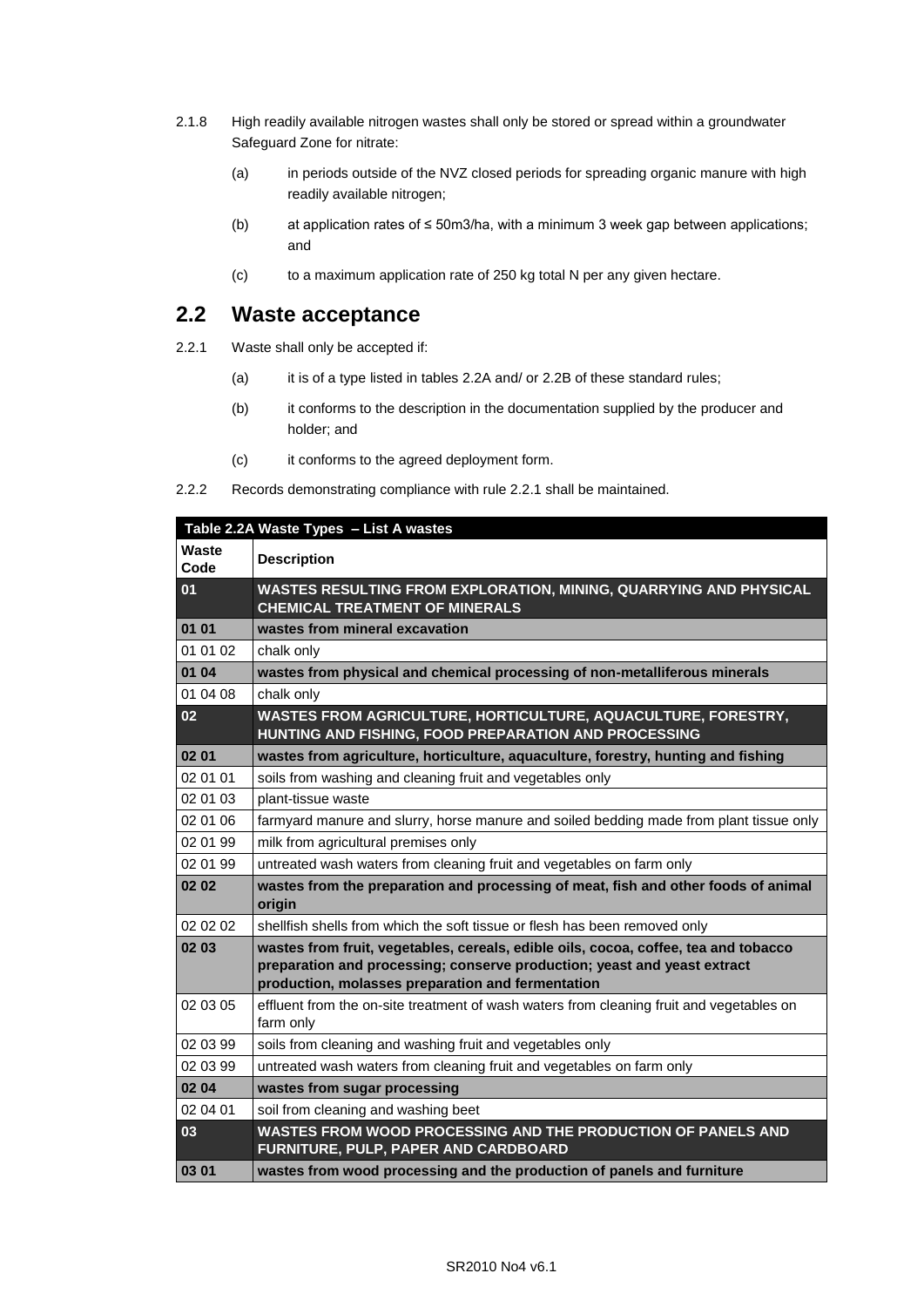2.1.8 High readily available nitrogen wastes shall only be stored or spread within a groundwater Safeguard Zone for nitrate:

(a) in periods outside of the NVZ closed periods for spreading organic manure with high readily available nitrogen;

(b) at application rates of ≤ 50m3/ha, with a minimum 3 week gap between applications; and

(c) to a maximum application rate of 250 kg total N per any given hectare.

## 2.2 Waste acceptance

2.2.1 Waste shall only be accepted if:

(a) it is of a type listed in tables 2.2A and/ or 2.2B of these standard rules;

(b) it conforms to the description in the documentation supplied by the producer and holder; and

(c) it conforms to the agreed deployment form.

2.2.2 Records demonstrating compliance with rule 2.2.1 shall be maintained.

| Table 2.2A Waste Types – List A wastes | |
|---|---|
| **Waste Code** | **Description** |
| **01** | **WASTES RESULTING FROM EXPLORATION, MINING, QUARRYING AND PHYSICAL CHEMICAL TREATMENT OF MINERALS** |
| **01 01** | **wastes from mineral excavation** |
| 01 01 02 | chalk only |
| **01 04** | **wastes from physical and chemical processing of non-metalliferous minerals** |
| 01 04 08 | chalk only |
| **02** | **WASTES FROM AGRICULTURE, HORTICULTURE, AQUACULTURE, FORESTRY, HUNTING AND FISHING, FOOD PREPARATION AND PROCESSING** |
| **02 01** | **wastes from agriculture, horticulture, aquaculture, forestry, hunting and fishing** |
| 02 01 01 | soils from washing and cleaning fruit and vegetables only |
| 02 01 03 | plant-tissue waste |
| 02 01 06 | farmyard manure and slurry, horse manure and soiled bedding made from plant tissue only |
| 02 01 99 | milk from agricultural premises only |
| 02 01 99 | untreated wash waters from cleaning fruit and vegetables on farm only |
| **02 02** | **wastes from the preparation and processing of meat, fish and other foods of animal origin** |
| 02 02 02 | shellfish shells from which the soft tissue or flesh has been removed only |
| **02 03** | **wastes from fruit, vegetables, cereals, edible oils, cocoa, coffee, tea and tobacco preparation and processing; conserve production; yeast and yeast extract production, molasses preparation and fermentation** |
| 02 03 05 | effluent from the on-site treatment of wash waters from cleaning fruit and vegetables on farm only |
| 02 03 99 | soils from cleaning and washing fruit and vegetables only |
| 02 03 99 | untreated wash waters from cleaning fruit and vegetables on farm only |
| **02 04** | **wastes from sugar processing** |
| 02 04 01 | soil from cleaning and washing beet |
| **03** | **WASTES FROM WOOD PROCESSING AND THE PRODUCTION OF PANELS AND FURNITURE, PULP, PAPER AND CARDBOARD** |
| **03 01** | **wastes from wood processing and the production of panels and furniture** |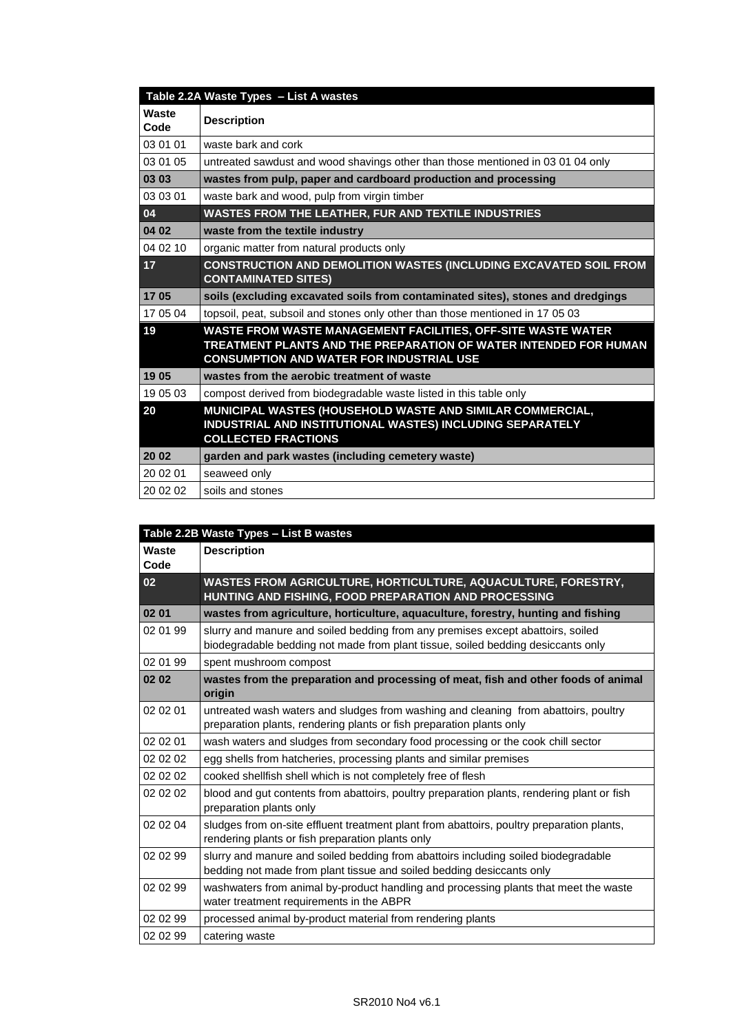| Table 2.2A Waste Types – List A wastes | |
|---|---|
| **Waste Code** | **Description** |
| 03 01 01 | waste bark and cork |
| 03 01 05 | untreated sawdust and wood shavings other than those mentioned in 03 01 04 only |
| **03 03** | **wastes from pulp, paper and cardboard production and processing** |
| 03 03 01 | waste bark and wood, pulp from virgin timber |
| **04** | **WASTES FROM THE LEATHER, FUR AND TEXTILE INDUSTRIES** |
| **04 02** | **waste from the textile industry** |
| 04 02 10 | organic matter from natural products only |
| **17** | **CONSTRUCTION AND DEMOLITION WASTES (INCLUDING EXCAVATED SOIL FROM CONTAMINATED SITES)** |
| **17 05** | **soils (excluding excavated soils from contaminated sites), stones and dredgings** |
| 17 05 04 | topsoil, peat, subsoil and stones only other than those mentioned in 17 05 03 |
| **19** | **WASTE FROM WASTE MANAGEMENT FACILITIES, OFF-SITE WASTE WATER TREATMENT PLANTS AND THE PREPARATION OF WATER INTENDED FOR HUMAN CONSUMPTION AND WATER FOR INDUSTRIAL USE** |
| **19 05** | **wastes from the aerobic treatment of waste** |
| 19 05 03 | compost derived from biodegradable waste listed in this table only |
| **20** | **MUNICIPAL WASTES (HOUSEHOLD WASTE AND SIMILAR COMMERCIAL, INDUSTRIAL AND INSTITUTIONAL WASTES) INCLUDING SEPARATELY COLLECTED FRACTIONS** |
| **20 02** | **garden and park wastes (including cemetery waste)** |
| 20 02 01 | seaweed only |
| 20 02 02 | soils and stones |

| Table 2.2B Waste Types – List B wastes | |
|---|---|
| **Waste Code** | **Description** |
| **02** | **WASTES FROM AGRICULTURE, HORTICULTURE, AQUACULTURE, FORESTRY, HUNTING AND FISHING, FOOD PREPARATION AND PROCESSING** |
| **02 01** | **wastes from agriculture, horticulture, aquaculture, forestry, hunting and fishing** |
| 02 01 99 | slurry and manure and soiled bedding from any premises except abattoirs, soiled biodegradable bedding not made from plant tissue, soiled bedding desiccants only |
| 02 01 99 | spent mushroom compost |
| **02 02** | **wastes from the preparation and processing of meat, fish and other foods of animal origin** |
| 02 02 01 | untreated wash waters and sludges from washing and cleaning from abattoirs, poultry preparation plants, rendering plants or fish preparation plants only |
| 02 02 01 | wash waters and sludges from secondary food processing or the cook chill sector |
| 02 02 02 | egg shells from hatcheries, processing plants and similar premises |
| 02 02 02 | cooked shellfish shell which is not completely free of flesh |
| 02 02 02 | blood and gut contents from abattoirs, poultry preparation plants, rendering plant or fish preparation plants only |
| 02 02 04 | sludges from on-site effluent treatment plant from abattoirs, poultry preparation plants, rendering plants or fish preparation plants only |
| 02 02 99 | slurry and manure and soiled bedding from abattoirs including soiled biodegradable bedding not made from plant tissue and soiled bedding desiccants only |
| 02 02 99 | washwaters from animal by-product handling and processing plants that meet the waste water treatment requirements in the ABPR |
| 02 02 99 | processed animal by-product material from rendering plants |
| 02 02 99 | catering waste |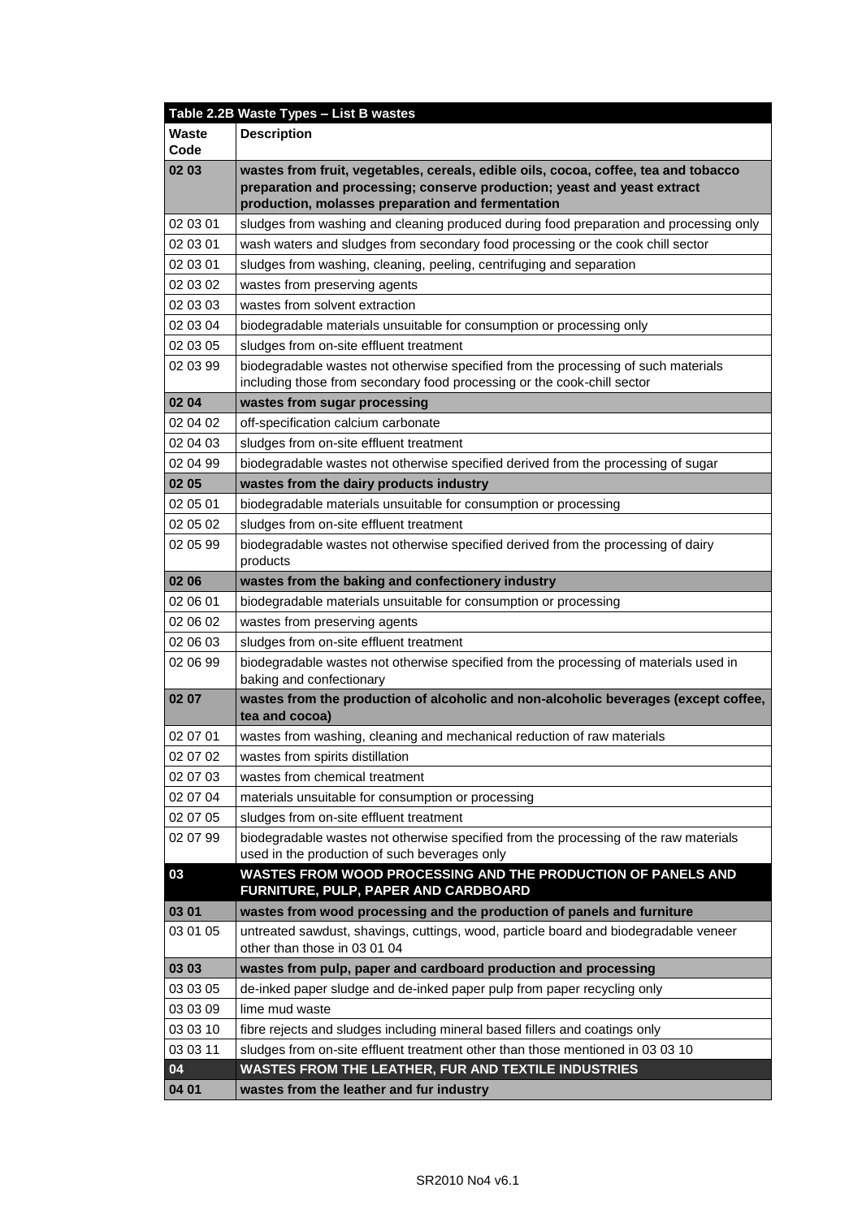| Table 2.2B Waste Types – List B wastes | |
|---|---|
| **Waste Code** | **Description** |
| **02 03** | **wastes from fruit, vegetables, cereals, edible oils, cocoa, coffee, tea and tobacco preparation and processing; conserve production; yeast and yeast extract production, molasses preparation and fermentation** |
| 02 03 01 | sludges from washing and cleaning produced during food preparation and processing only |
| 02 03 01 | wash waters and sludges from secondary food processing or the cook chill sector |
| 02 03 01 | sludges from washing, cleaning, peeling, centrifuging and separation |
| 02 03 02 | wastes from preserving agents |
| 02 03 03 | wastes from solvent extraction |
| 02 03 04 | biodegradable materials unsuitable for consumption or processing only |
| 02 03 05 | sludges from on-site effluent treatment |
| 02 03 99 | biodegradable wastes not otherwise specified from the processing of such materials including those from secondary food processing or the cook-chill sector |
| **02 04** | **wastes from sugar processing** |
| 02 04 02 | off-specification calcium carbonate |
| 02 04 03 | sludges from on-site effluent treatment |
| 02 04 99 | biodegradable wastes not otherwise specified derived from the processing of sugar |
| **02 05** | **wastes from the dairy products industry** |
| 02 05 01 | biodegradable materials unsuitable for consumption or processing |
| 02 05 02 | sludges from on-site effluent treatment |
| 02 05 99 | biodegradable wastes not otherwise specified derived from the processing of dairy products |
| **02 06** | **wastes from the baking and confectionery industry** |
| 02 06 01 | biodegradable materials unsuitable for consumption or processing |
| 02 06 02 | wastes from preserving agents |
| 02 06 03 | sludges from on-site effluent treatment |
| 02 06 99 | biodegradable wastes not otherwise specified from the processing of materials used in baking and confectionary |
| **02 07** | **wastes from the production of alcoholic and non-alcoholic beverages (except coffee, tea and cocoa)** |
| 02 07 01 | wastes from washing, cleaning and mechanical reduction of raw materials |
| 02 07 02 | wastes from spirits distillation |
| 02 07 03 | wastes from chemical treatment |
| 02 07 04 | materials unsuitable for consumption or processing |
| 02 07 05 | sludges from on-site effluent treatment |
| 02 07 99 | biodegradable wastes not otherwise specified from the processing of the raw materials used in the production of such beverages only |
| **03** | **WASTES FROM WOOD PROCESSING AND THE PRODUCTION OF PANELS AND FURNITURE, PULP, PAPER AND CARDBOARD** |
| **03 01** | **wastes from wood processing and the production of panels and furniture** |
| 03 01 05 | untreated sawdust, shavings, cuttings, wood, particle board and biodegradable veneer other than those in 03 01 04 |
| **03 03** | **wastes from pulp, paper and cardboard production and processing** |
| 03 03 05 | de-inked paper sludge and de-inked paper pulp from paper recycling only |
| 03 03 09 | lime mud waste |
| 03 03 10 | fibre rejects and sludges including mineral based fillers and coatings only |
| 03 03 11 | sludges from on-site effluent treatment other than those mentioned in 03 03 10 |
| **04** | **WASTES FROM THE LEATHER, FUR AND TEXTILE INDUSTRIES** |
| **04 01** | **wastes from the leather and fur industry** |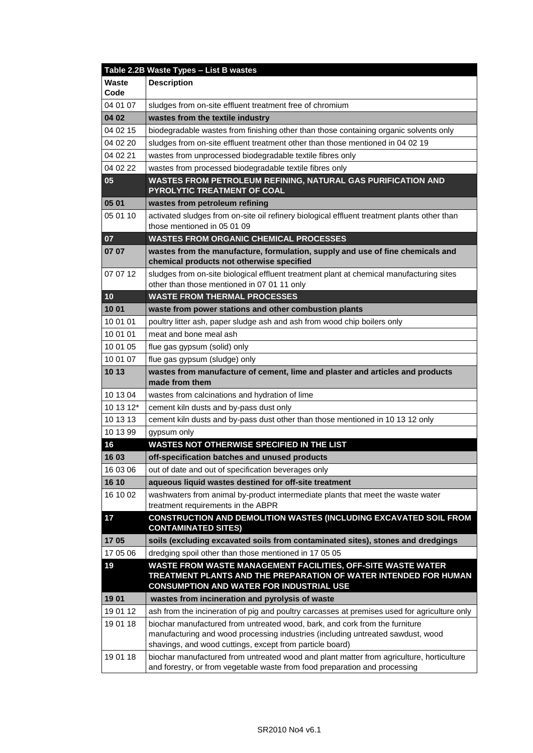| Table 2.2B Waste Types – List B wastes | |
|---|---|
| **Waste Code** | **Description** |
| 04 01 07 | sludges from on-site effluent treatment free of chromium |
| **04 02** | **wastes from the textile industry** |
| 04 02 15 | biodegradable wastes from finishing other than those containing organic solvents only |
| 04 02 20 | sludges from on-site effluent treatment other than those mentioned in 04 02 19 |
| 04 02 21 | wastes from unprocessed biodegradable textile fibres only |
| 04 02 22 | wastes from processed biodegradable textile fibres only |
| **05** | **WASTES FROM PETROLEUM REFINING, NATURAL GAS PURIFICATION AND PYROLYTIC TREATMENT OF COAL** |
| **05 01** | **wastes from petroleum refining** |
| 05 01 10 | activated sludges from on-site oil refinery biological effluent treatment plants other than those mentioned in 05 01 09 |
| **07** | **WASTES FROM ORGANIC CHEMICAL PROCESSES** |
| **07 07** | **wastes from the manufacture, formulation, supply and use of fine chemicals and chemical products not otherwise specified** |
| 07 07 12 | sludges from on-site biological effluent treatment plant at chemical manufacturing sites other than those mentioned in 07 01 11 only |
| **10** | **WASTE FROM THERMAL PROCESSES** |
| **10 01** | **waste from power stations and other combustion plants** |
| 10 01 01 | poultry litter ash, paper sludge ash and ash from wood chip boilers only |
| 10 01 01 | meat and bone meal ash |
| 10 01 05 | flue gas gypsum (solid) only |
| 10 01 07 | flue gas gypsum (sludge) only |
| **10 13** | **wastes from manufacture of cement, lime and plaster and articles and products made from them** |
| 10 13 04 | wastes from calcinations and hydration of lime |
| 10 13 12* | cement kiln dusts and by-pass dust only |
| 10 13 13 | cement kiln dusts and by-pass dust other than those mentioned in 10 13 12 only |
| 10 13 99 | gypsum only |
| **16** | **WASTES NOT OTHERWISE SPECIFIED IN THE LIST** |
| **16 03** | **off-specification batches and unused products** |
| 16 03 06 | out of date and out of specification beverages only |
| **16 10** | **aqueous liquid wastes destined for off-site treatment** |
| 16 10 02 | washwaters from animal by-product intermediate plants that meet the waste water treatment requirements in the ABPR |
| **17** | **CONSTRUCTION AND DEMOLITION WASTES (INCLUDING EXCAVATED SOIL FROM CONTAMINATED SITES)** |
| **17 05** | **soils (excluding excavated soils from contaminated sites), stones and dredgings** |
| 17 05 06 | dredging spoil other than those mentioned in 17 05 05 |
| **19** | **WASTE FROM WASTE MANAGEMENT FACILITIES, OFF-SITE WASTE WATER TREATMENT PLANTS AND THE PREPARATION OF WATER INTENDED FOR HUMAN CONSUMPTION AND WATER FOR INDUSTRIAL USE** |
| **19 01** | **wastes from incineration and pyrolysis of waste** |
| 19 01 12 | ash from the incineration of pig and poultry carcasses at premises used for agriculture only |
| 19 01 18 | biochar manufactured from untreated wood, bark, and cork from the furniture manufacturing and wood processing industries (including untreated sawdust, wood shavings, and wood cuttings, except from particle board) |
| 19 01 18 | biochar manufactured from untreated wood and plant matter from agriculture, horticulture and forestry, or from vegetable waste from food preparation and processing |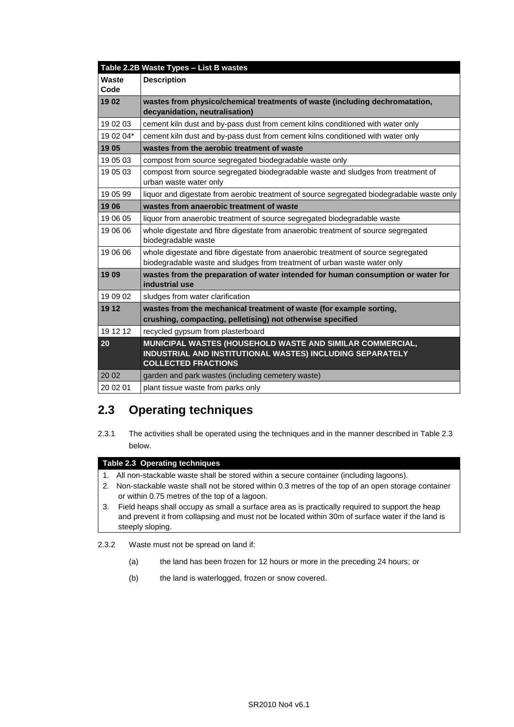| Table 2.2B Waste Types – List B wastes | |
|---|---|
| **Waste Code** | **Description** |
| **19 02** | **wastes from physico/chemical treatments of waste (including dechromatation, decyanidation, neutralisation)** |
| 19 02 03 | cement kiln dust and by-pass dust from cement kilns conditioned with water only |
| 19 02 04* | cement kiln dust and by-pass dust from cement kilns conditioned with water only |
| **19 05** | **wastes from the aerobic treatment of waste** |
| 19 05 03 | compost from source segregated biodegradable waste only |
| 19 05 03 | compost from source segregated biodegradable waste and sludges from treatment of urban waste water only |
| 19 05 99 | liquor and digestate from aerobic treatment of source segregated biodegradable waste only |
| **19 06** | **wastes from anaerobic treatment of waste** |
| 19 06 05 | liquor from anaerobic treatment of source segregated biodegradable waste |
| 19 06 06 | whole digestate and fibre digestate from anaerobic treatment of source segregated biodegradable waste |
| 19 06 06 | whole digestate and fibre digestate from anaerobic treatment of source segregated biodegradable waste and sludges from treatment of urban waste water only |
| **19 09** | **wastes from the preparation of water intended for human consumption or water for industrial use** |
| 19 09 02 | sludges from water clarification |
| **19 12** | **wastes from the mechanical treatment of waste (for example sorting, crushing, compacting, pelletising) not otherwise specified** |
| 19 12 12 | recycled gypsum from plasterboard |
| **20** | **MUNICIPAL WASTES (HOUSEHOLD WASTE AND SIMILAR COMMERCIAL, INDUSTRIAL AND INSTITUTIONAL WASTES) INCLUDING SEPARATELY COLLECTED FRACTIONS** |
| 20 02 | garden and park wastes (including cemetery waste) |
| 20 02 01 | plant tissue waste from parks only |

## 2.3 Operating techniques

2.3.1 The activities shall be operated using the techniques and in the manner described in Table 2.3 below.

| Table 2.3 Operating techniques |
|---|
| 1. All non-stackable waste shall be stored within a secure container (including lagoons). |
| 2. Non-stackable waste shall not be stored within 0.3 metres of the top of an open storage container or within 0.75 metres of the top of a lagoon. |
| 3. Field heaps shall occupy as small a surface area as is practically required to support the heap and prevent it from collapsing and must not be located within 30m of surface water if the land is steeply sloping. |

2.3.2 Waste must not be spread on land if:

(a) the land has been frozen for 12 hours or more in the preceding 24 hours; or

(b) the land is waterlogged, frozen or snow covered.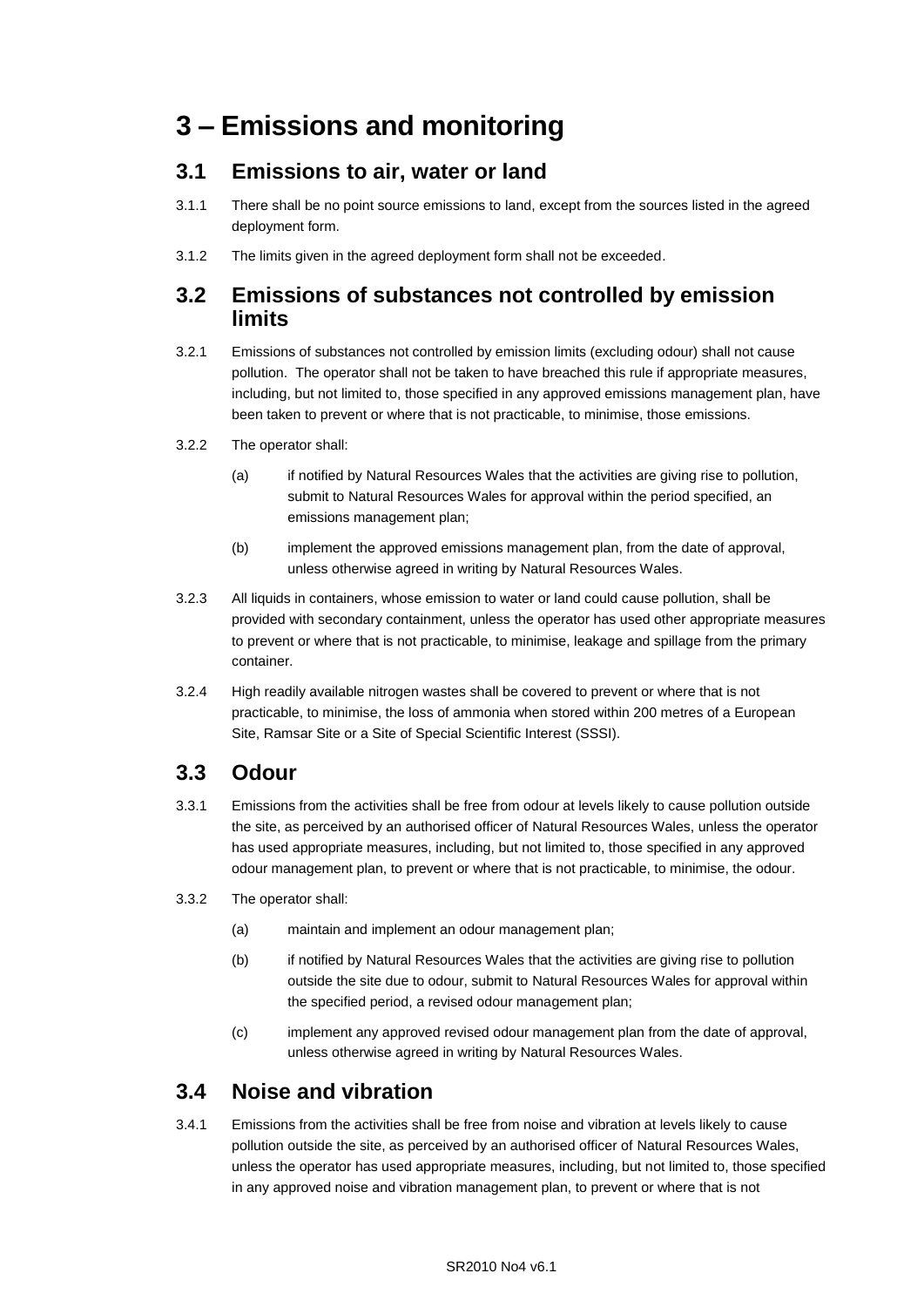# 3 – Emissions and monitoring

## 3.1 Emissions to air, water or land

3.1.1 There shall be no point source emissions to land, except from the sources listed in the agreed deployment form.

3.1.2 The limits given in the agreed deployment form shall not be exceeded.

## 3.2 Emissions of substances not controlled by emission limits

3.2.1 Emissions of substances not controlled by emission limits (excluding odour) shall not cause pollution. The operator shall not be taken to have breached this rule if appropriate measures, including, but not limited to, those specified in any approved emissions management plan, have been taken to prevent or where that is not practicable, to minimise, those emissions.

3.2.2 The operator shall:

(a) if notified by Natural Resources Wales that the activities are giving rise to pollution, submit to Natural Resources Wales for approval within the period specified, an emissions management plan;

(b) implement the approved emissions management plan, from the date of approval, unless otherwise agreed in writing by Natural Resources Wales.

3.2.3 All liquids in containers, whose emission to water or land could cause pollution, shall be provided with secondary containment, unless the operator has used other appropriate measures to prevent or where that is not practicable, to minimise, leakage and spillage from the primary container.

3.2.4 High readily available nitrogen wastes shall be covered to prevent or where that is not practicable, to minimise, the loss of ammonia when stored within 200 metres of a European Site, Ramsar Site or a Site of Special Scientific Interest (SSSI).

## 3.3 Odour

3.3.1 Emissions from the activities shall be free from odour at levels likely to cause pollution outside the site, as perceived by an authorised officer of Natural Resources Wales, unless the operator has used appropriate measures, including, but not limited to, those specified in any approved odour management plan, to prevent or where that is not practicable, to minimise, the odour.

3.3.2 The operator shall:

(a) maintain and implement an odour management plan;

(b) if notified by Natural Resources Wales that the activities are giving rise to pollution outside the site due to odour, submit to Natural Resources Wales for approval within the specified period, a revised odour management plan;

(c) implement any approved revised odour management plan from the date of approval, unless otherwise agreed in writing by Natural Resources Wales.

## 3.4 Noise and vibration

3.4.1 Emissions from the activities shall be free from noise and vibration at levels likely to cause pollution outside the site, as perceived by an authorised officer of Natural Resources Wales, unless the operator has used appropriate measures, including, but not limited to, those specified in any approved noise and vibration management plan, to prevent or where that is not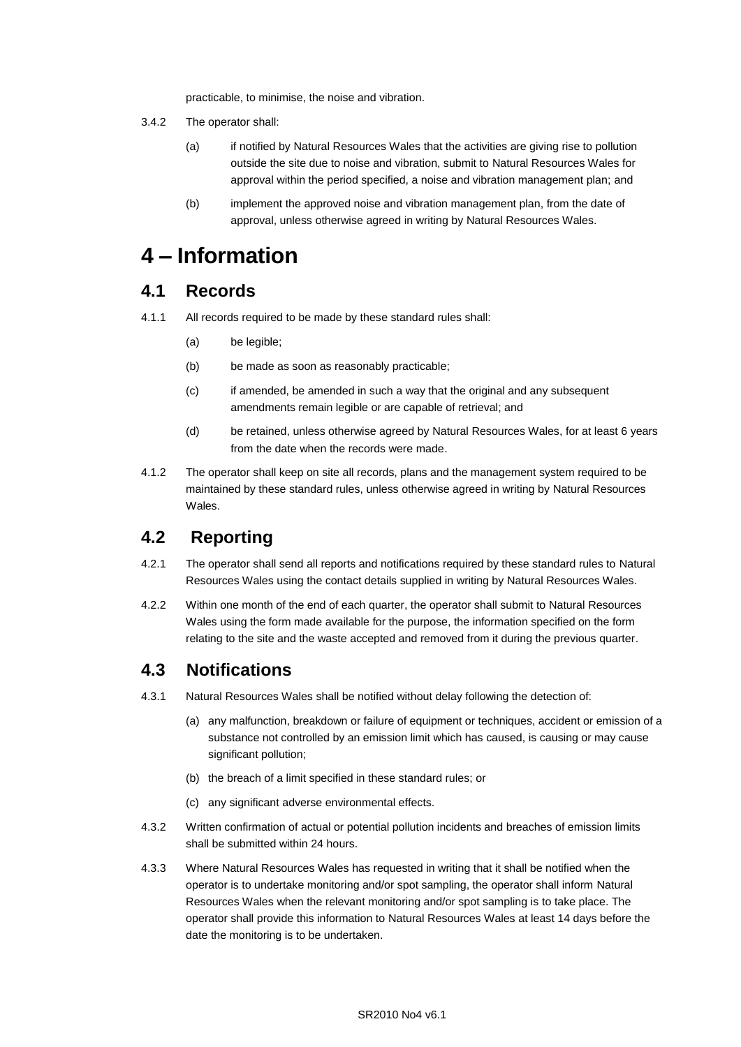practicable, to minimise, the noise and vibration.

3.4.2 The operator shall:

(a) if notified by Natural Resources Wales that the activities are giving rise to pollution outside the site due to noise and vibration, submit to Natural Resources Wales for approval within the period specified, a noise and vibration management plan; and

(b) implement the approved noise and vibration management plan, from the date of approval, unless otherwise agreed in writing by Natural Resources Wales.

# 4 – Information

## 4.1 Records

4.1.1 All records required to be made by these standard rules shall:

(a) be legible;

(b) be made as soon as reasonably practicable;

(c) if amended, be amended in such a way that the original and any subsequent amendments remain legible or are capable of retrieval; and

(d) be retained, unless otherwise agreed by Natural Resources Wales, for at least 6 years from the date when the records were made.

4.1.2 The operator shall keep on site all records, plans and the management system required to be maintained by these standard rules, unless otherwise agreed in writing by Natural Resources Wales.

## 4.2 Reporting

4.2.1 The operator shall send all reports and notifications required by these standard rules to Natural Resources Wales using the contact details supplied in writing by Natural Resources Wales.

4.2.2 Within one month of the end of each quarter, the operator shall submit to Natural Resources Wales using the form made available for the purpose, the information specified on the form relating to the site and the waste accepted and removed from it during the previous quarter.

## 4.3 Notifications

4.3.1 Natural Resources Wales shall be notified without delay following the detection of:

(a) any malfunction, breakdown or failure of equipment or techniques, accident or emission of a substance not controlled by an emission limit which has caused, is causing or may cause significant pollution;

(b) the breach of a limit specified in these standard rules; or

(c) any significant adverse environmental effects.

4.3.2 Written confirmation of actual or potential pollution incidents and breaches of emission limits shall be submitted within 24 hours.

4.3.3 Where Natural Resources Wales has requested in writing that it shall be notified when the operator is to undertake monitoring and/or spot sampling, the operator shall inform Natural Resources Wales when the relevant monitoring and/or spot sampling is to take place. The operator shall provide this information to Natural Resources Wales at least 14 days before the date the monitoring is to be undertaken.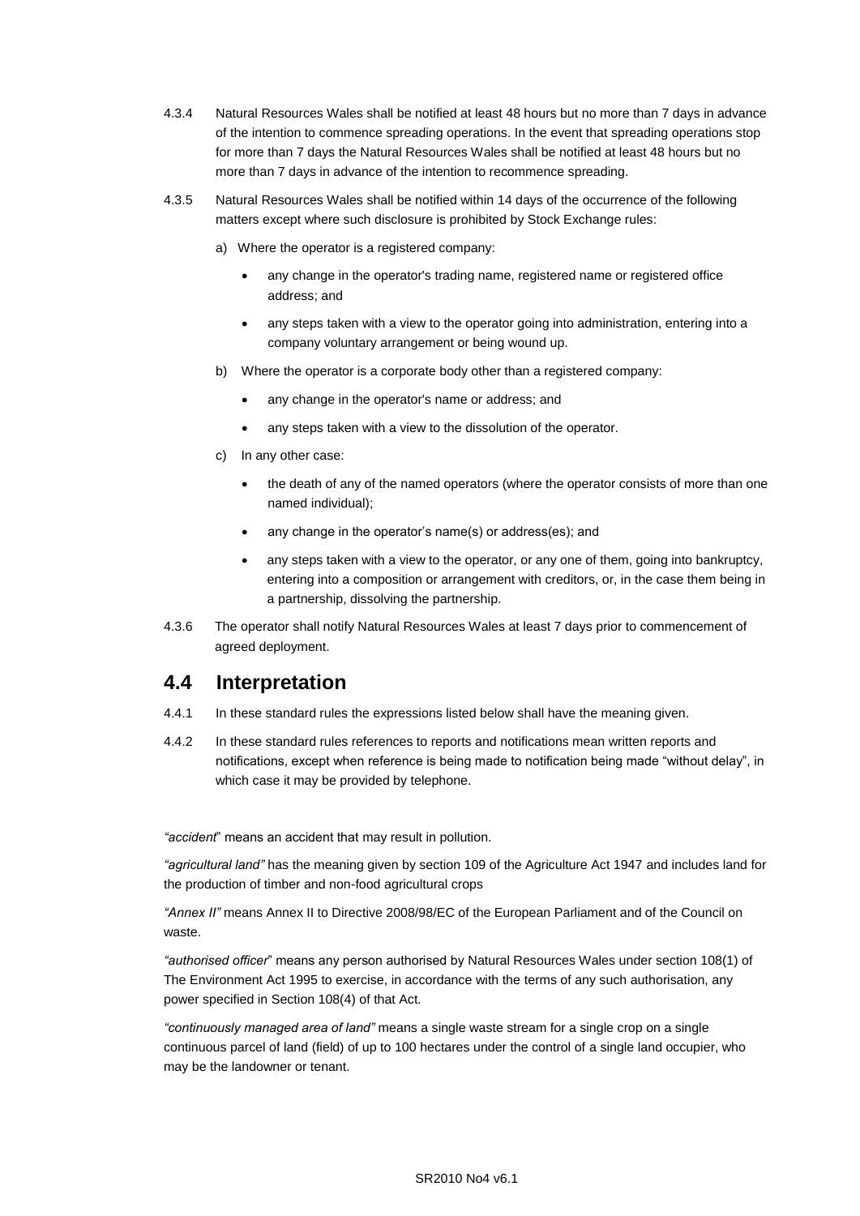4.3.4 Natural Resources Wales shall be notified at least 48 hours but no more than 7 days in advance of the intention to commence spreading operations. In the event that spreading operations stop for more than 7 days the Natural Resources Wales shall be notified at least 48 hours but no more than 7 days in advance of the intention to recommence spreading.

4.3.5 Natural Resources Wales shall be notified within 14 days of the occurrence of the following matters except where such disclosure is prohibited by Stock Exchange rules:

a) Where the operator is a registered company:

- any change in the operator's trading name, registered name or registered office address; and
- any steps taken with a view to the operator going into administration, entering into a company voluntary arrangement or being wound up.

b) Where the operator is a corporate body other than a registered company:

- any change in the operator's name or address; and
- any steps taken with a view to the dissolution of the operator.

c) In any other case:

- the death of any of the named operators (where the operator consists of more than one named individual);
- any change in the operator's name(s) or address(es); and
- any steps taken with a view to the operator, or any one of them, going into bankruptcy, entering into a composition or arrangement with creditors, or, in the case them being in a partnership, dissolving the partnership.

4.3.6 The operator shall notify Natural Resources Wales at least 7 days prior to commencement of agreed deployment.

## 4.4 Interpretation

4.4.1 In these standard rules the expressions listed below shall have the meaning given.

4.4.2 In these standard rules references to reports and notifications mean written reports and notifications, except when reference is being made to notification being made "without delay", in which case it may be provided by telephone.

*"accident*" means an accident that may result in pollution.

*"agricultural land"* has the meaning given by section 109 of the Agriculture Act 1947 and includes land for the production of timber and non-food agricultural crops

*"Annex II"* means Annex II to Directive 2008/98/EC of the European Parliament and of the Council on waste.

*"authorised officer*" means any person authorised by Natural Resources Wales under section 108(1) of The Environment Act 1995 to exercise, in accordance with the terms of any such authorisation, any power specified in Section 108(4) of that Act.

*"continuously managed area of land"* means a single waste stream for a single crop on a single continuous parcel of land (field) of up to 100 hectares under the control of a single land occupier, who may be the landowner or tenant.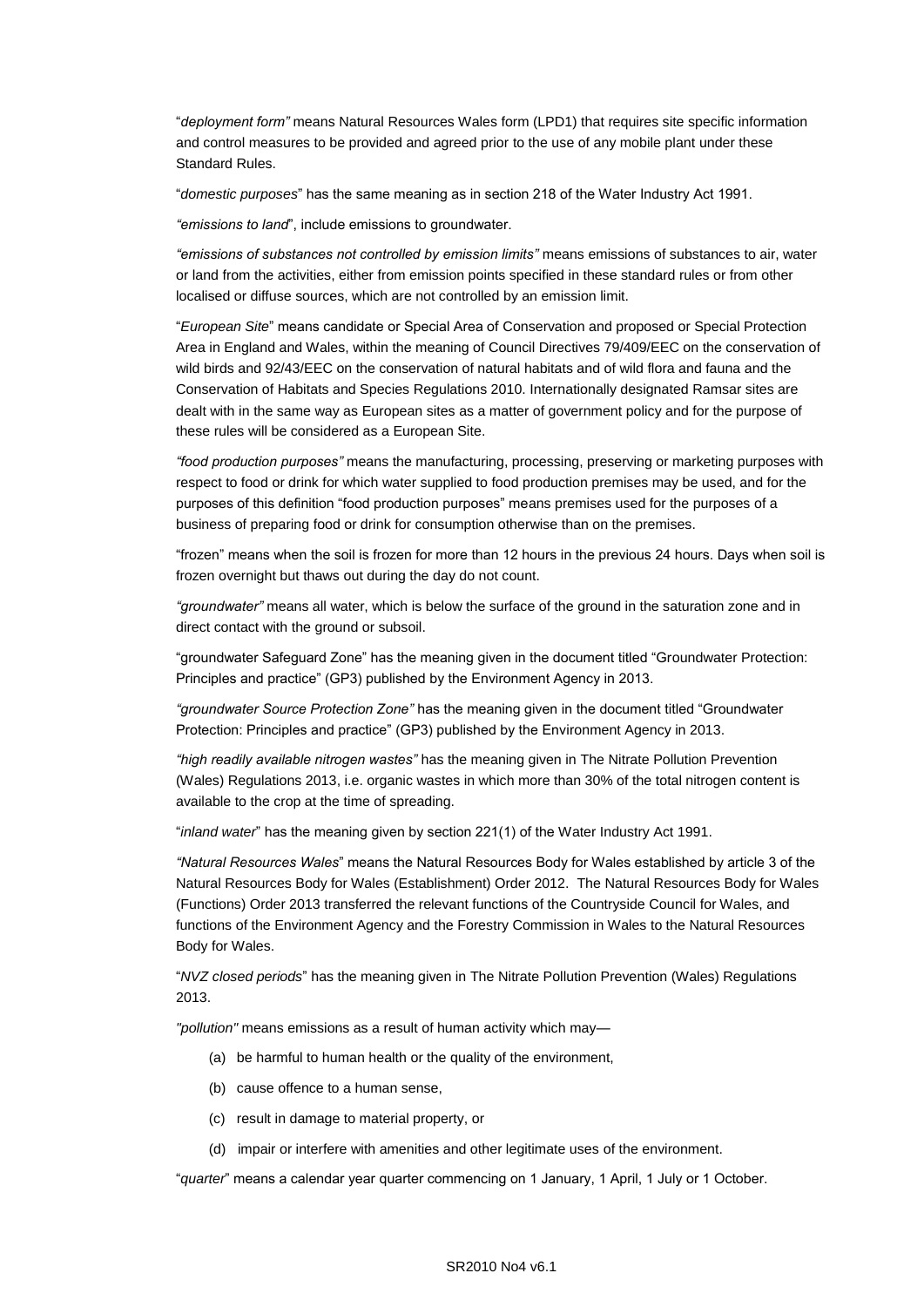"*deployment form"* means Natural Resources Wales form (LPD1) that requires site specific information and control measures to be provided and agreed prior to the use of any mobile plant under these Standard Rules.

"*domestic purposes*" has the same meaning as in section 218 of the Water Industry Act 1991.

*"emissions to land*", include emissions to groundwater.

*"emissions of substances not controlled by emission limits"* means emissions of substances to air, water or land from the activities, either from emission points specified in these standard rules or from other localised or diffuse sources, which are not controlled by an emission limit.

"*European Site*" means candidate or Special Area of Conservation and proposed or Special Protection Area in England and Wales, within the meaning of Council Directives 79/409/EEC on the conservation of wild birds and 92/43/EEC on the conservation of natural habitats and of wild flora and fauna and the Conservation of Habitats and Species Regulations 2010. Internationally designated Ramsar sites are dealt with in the same way as European sites as a matter of government policy and for the purpose of these rules will be considered as a European Site.

*"food production purposes"* means the manufacturing, processing, preserving or marketing purposes with respect to food or drink for which water supplied to food production premises may be used, and for the purposes of this definition "food production purposes" means premises used for the purposes of a business of preparing food or drink for consumption otherwise than on the premises.

"frozen" means when the soil is frozen for more than 12 hours in the previous 24 hours. Days when soil is frozen overnight but thaws out during the day do not count.

*"groundwater"* means all water, which is below the surface of the ground in the saturation zone and in direct contact with the ground or subsoil.

"groundwater Safeguard Zone" has the meaning given in the document titled "Groundwater Protection: Principles and practice" (GP3) published by the Environment Agency in 2013.

*"groundwater Source Protection Zone"* has the meaning given in the document titled "Groundwater Protection: Principles and practice" (GP3) published by the Environment Agency in 2013.

*"high readily available nitrogen wastes"* has the meaning given in The Nitrate Pollution Prevention (Wales) Regulations 2013, i.e. organic wastes in which more than 30% of the total nitrogen content is available to the crop at the time of spreading.

"*inland water*" has the meaning given by section 221(1) of the Water Industry Act 1991.

*"Natural Resources Wales*" means the Natural Resources Body for Wales established by article 3 of the Natural Resources Body for Wales (Establishment) Order 2012. The Natural Resources Body for Wales (Functions) Order 2013 transferred the relevant functions of the Countryside Council for Wales, and functions of the Environment Agency and the Forestry Commission in Wales to the Natural Resources Body for Wales.

"*NVZ closed periods*" has the meaning given in The Nitrate Pollution Prevention (Wales) Regulations 2013.

*"pollution"* means emissions as a result of human activity which may—

(a) be harmful to human health or the quality of the environment,

(b) cause offence to a human sense,

(c) result in damage to material property, or

(d) impair or interfere with amenities and other legitimate uses of the environment.

"*quarter*" means a calendar year quarter commencing on 1 January, 1 April, 1 July or 1 October.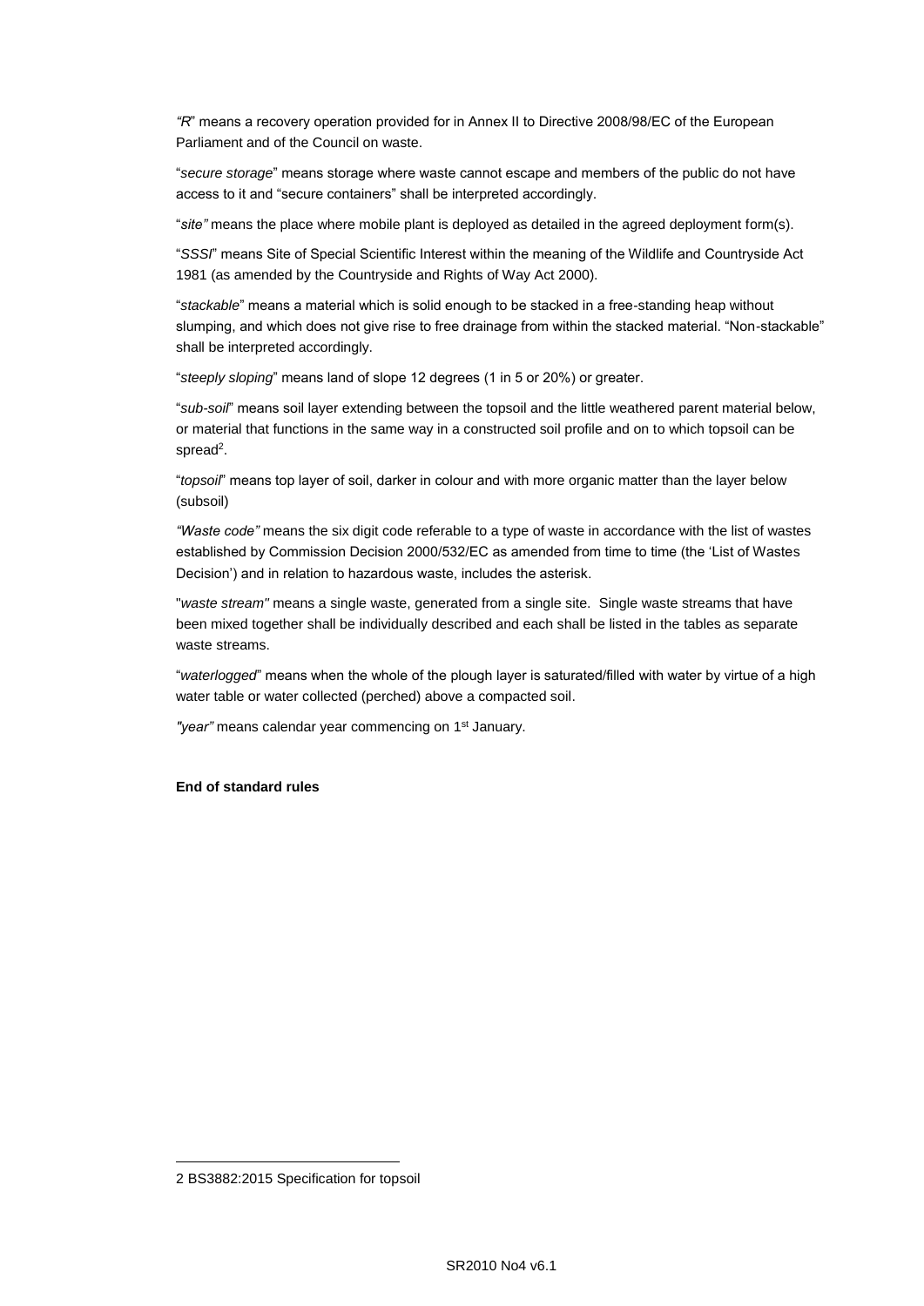*"R*" means a recovery operation provided for in Annex II to Directive 2008/98/EC of the European Parliament and of the Council on waste.

"*secure storage*" means storage where waste cannot escape and members of the public do not have access to it and "secure containers" shall be interpreted accordingly.

"*site"* means the place where mobile plant is deployed as detailed in the agreed deployment form(s).

"*SSSI*" means Site of Special Scientific Interest within the meaning of the Wildlife and Countryside Act 1981 (as amended by the Countryside and Rights of Way Act 2000).

"*stackable*" means a material which is solid enough to be stacked in a free-standing heap without slumping, and which does not give rise to free drainage from within the stacked material. "Non-stackable" shall be interpreted accordingly.

"*steeply sloping*" means land of slope 12 degrees (1 in 5 or 20%) or greater.

"*sub-soil*" means soil layer extending between the topsoil and the little weathered parent material below, or material that functions in the same way in a constructed soil profile and on to which topsoil can be spread[2].

"*topsoil*" means top layer of soil, darker in colour and with more organic matter than the layer below (subsoil)

*"Waste code"* means the six digit code referable to a type of waste in accordance with the list of wastes established by Commission Decision 2000/532/EC as amended from time to time (the 'List of Wastes Decision') and in relation to hazardous waste, includes the asterisk.

"*waste stream"* means a single waste, generated from a single site. Single waste streams that have been mixed together shall be individually described and each shall be listed in the tables as separate waste streams.

"*waterlogged*" means when the whole of the plough layer is saturated/filled with water by virtue of a high water table or water collected (perched) above a compacted soil.

*"year"* means calendar year commencing on 1st January.

**End of standard rules**

2 BS3882:2015 Specification for topsoil